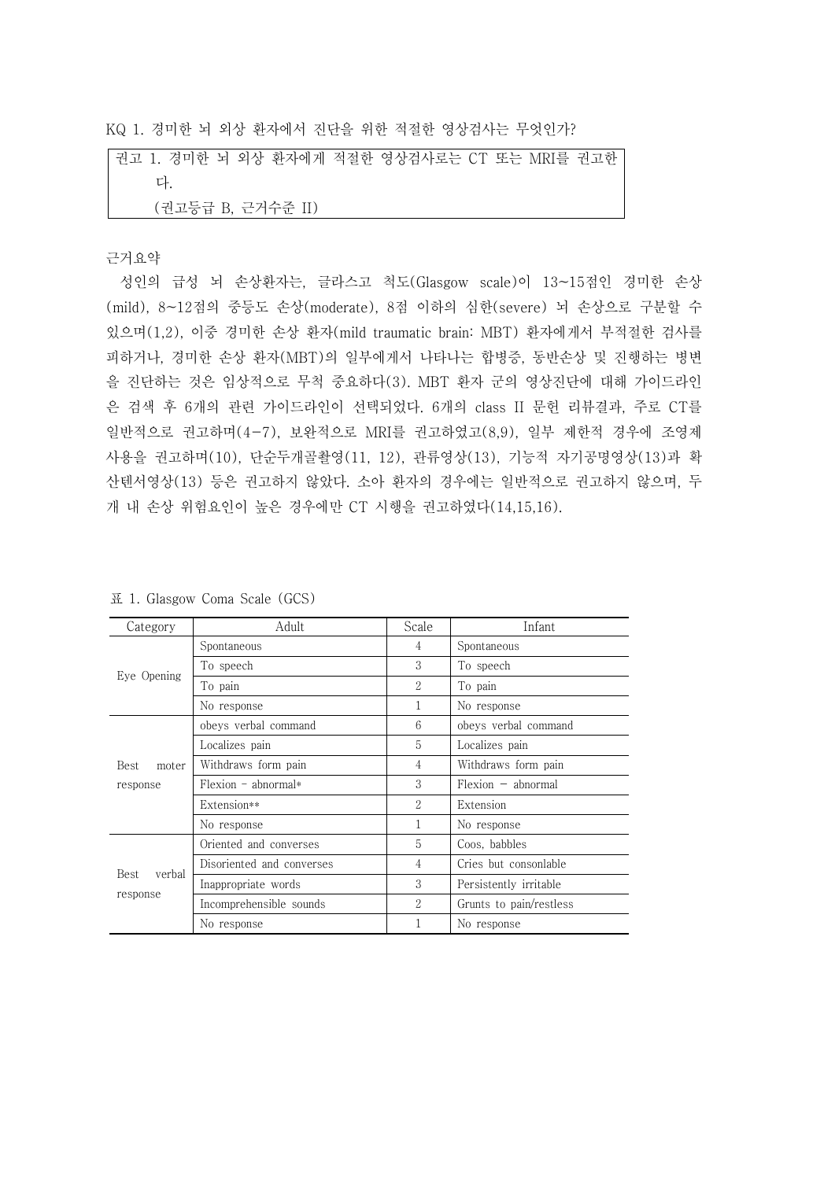KQ 1. 경미한 뇌 외상 환자에서 진단을 위한 적절한 영상검사는 무엇인가?

> 권고 1. 경미한 뇌 외상 환자에게 적절한 영상검사로는 CT 또는 MRI를 권고한다.
> (권고등급 B, 근거수준 II)

근거요약

성인의 급성 뇌 손상환자는, 글라스고 척도(Glasgow scale)이 13~15점인 경미한 손상(mild), 8~12점의 중등도 손상(moderate), 8점 이하의 심한(severe) 뇌 손상으로 구분할 수 있으며(1,2), 이중 경미한 손상 환자(mild traumatic brain: MBT) 환자에게서 부적절한 검사를 피하거나, 경미한 손상 환자(MBT)의 일부에게서 나타나는 합병증, 동반손상 및 진행하는 병변을 진단하는 것은 임상적으로 무척 중요하다(3). MBT 환자 군의 영상진단에 대해 가이드라인은 검색 후 6개의 관련 가이드라인이 선택되었다. 6개의 class II 문헌 리뷰결과, 주로 CT를 일반적으로 권고하며(4-7), 보완적으로 MRI를 권고하였고(8,9), 일부 제한적 경우에 조영제 사용을 권고하며(10), 단순두개골촬영(11, 12), 관류영상(13), 기능적 자기공명영상(13)과 확산텐서영상(13) 등은 권고하지 않았다. 소아 환자의 경우에는 일반적으로 권고하지 않으며, 두개 내 손상 위험요인이 높은 경우에만 CT 시행을 권고하였다(14,15,16).

표 1. Glasgow Coma Scale (GCS)

| Category | Adult | Scale | Infant |
|---|---|---|---|
| Eye Opening | Spontaneous | 4 | Spontaneous |
| | To speech | 3 | To speech |
| | To pain | 2 | To pain |
| | No response | 1 | No response |
| Best moter response | obeys verbal command | 6 | obeys verbal command |
| | Localizes pain | 5 | Localizes pain |
| | Withdraws form pain | 4 | Withdraws form pain |
| | Flexion - abnormal* | 3 | Flexion - abnormal |
| | Extension** | 2 | Extension |
| | No response | 1 | No response |
| Best verbal response | Oriented and converses | 5 | Coos, babbles |
| | Disoriented and converses | 4 | Cries but consonlable |
| | Inappropriate words | 3 | Persistently irritable |
| | Incomprehensible sounds | 2 | Grunts to pain/restless |
| | No response | 1 | No response |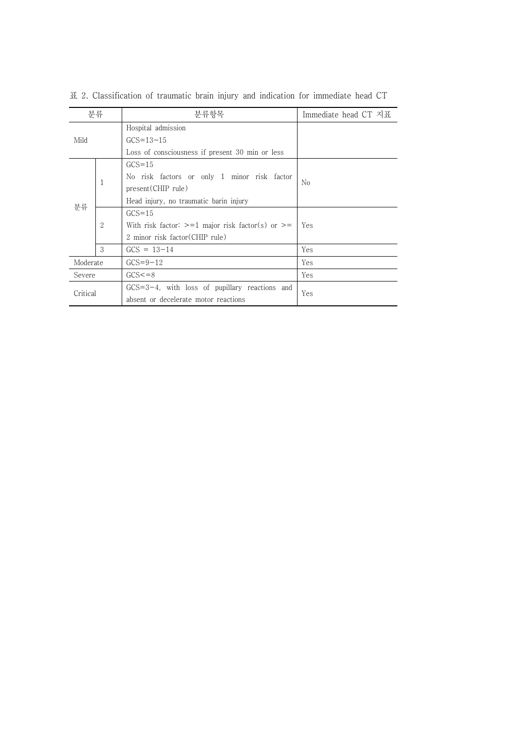표 2. Classification of traumatic brain injury and indication for immediate head CT

| 분류 | | 분류항목 | Immediate head CT 지표 |
|---|---|---|---|
| Mild | | Hospital admission<br>GCS=13~15<br>Loss of consciousness if present 30 min or less | |
| 분류 | 1 | GCS=15<br>No risk factors or only 1 minor risk factor present(CHIP rule)<br>Head injury, no traumatic barin injury | No |
| | 2 | GCS=15<br>With risk factor: >=1 major risk factor(s) or >= 2 minor risk factor(CHIP rule) | Yes |
| | 3 | GCS = 13-14 | Yes |
| Moderate | | GCS=9-12 | Yes |
| Severe | | GCS<=8 | Yes |
| Critical | | GCS=3-4, with loss of pupillary reactions and absent or decelerate motor reactions | Yes |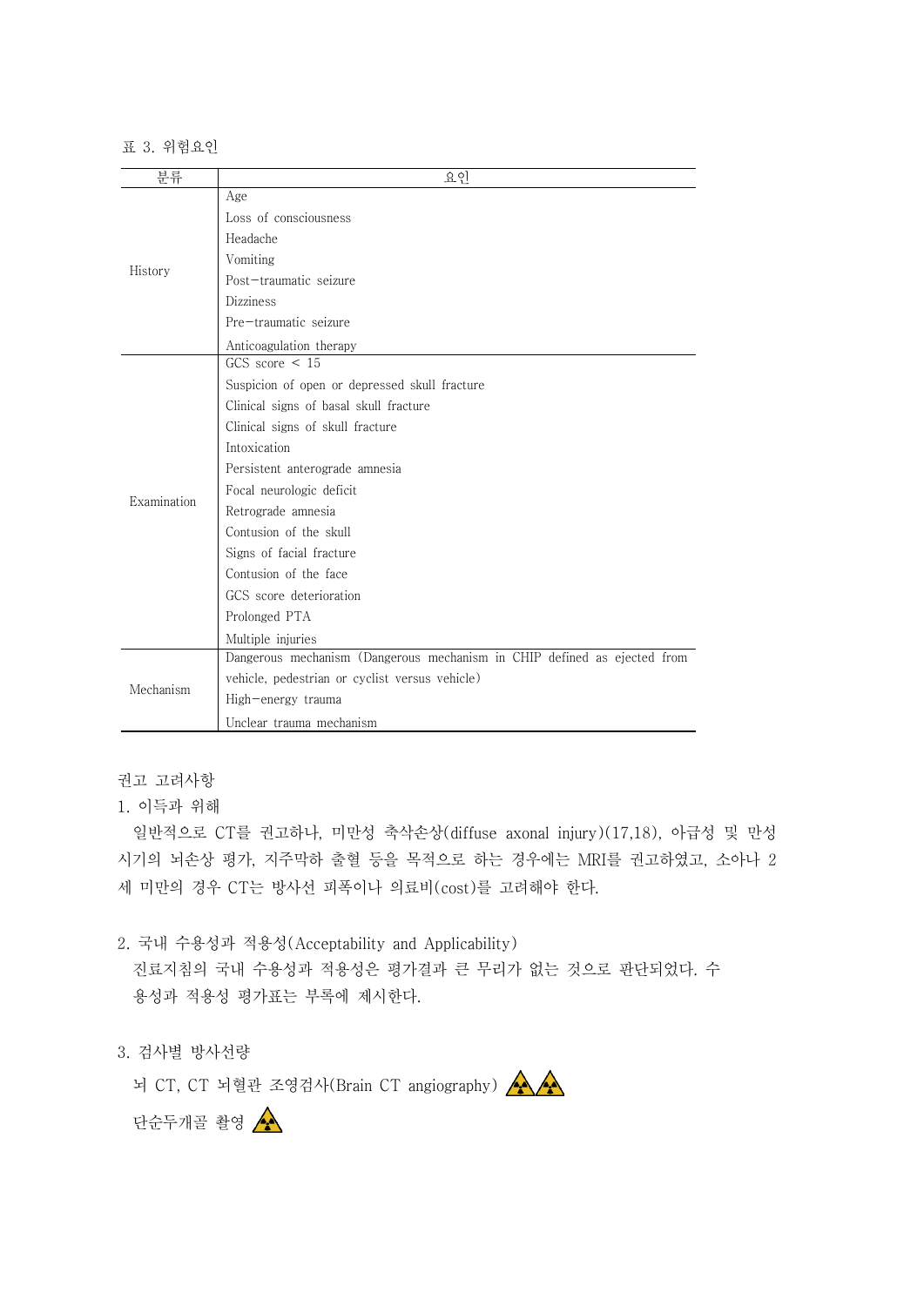표 3. 위험요인

| 분류 | 요인 |
| --- | --- |
| History | Age |
| | Loss of consciousness |
| | Headache |
| | Vomiting |
| | Post−traumatic seizure |
| | Dizziness |
| | Pre−traumatic seizure |
| | Anticoagulation therapy |
| Examination | GCS score < 15 |
| | Suspicion of open or depressed skull fracture |
| | Clinical signs of basal skull fracture |
| | Clinical signs of skull fracture |
| | Intoxication |
| | Persistent anterograde amnesia |
| | Focal neurologic deficit |
| | Retrograde amnesia |
| | Contusion of the skull |
| | Signs of facial fracture |
| | Contusion of the face |
| | GCS score deterioration |
| | Prolonged PTA |
| | Multiple injuries |
| Mechanism | Dangerous mechanism (Dangerous mechanism in CHIP defined as ejected from vehicle, pedestrian or cyclist versus vehicle) |
| | High−energy trauma |
| | Unclear trauma mechanism |

권고 고려사항

1. 이득과 위해

일반적으로 CT를 권고하나, 미만성 축삭손상(diffuse axonal injury)(17,18), 아급성 및 만성 시기의 뇌손상 평가, 지주막하 출혈 등을 목적으로 하는 경우에는 MRI를 권고하였고, 소아나 2세 미만의 경우 CT는 방사선 피폭이나 의료비(cost)를 고려해야 한다.

2. 국내 수용성과 적용성(Acceptability and Applicability)

진료지침의 국내 수용성과 적용성은 평가결과 큰 무리가 없는 것으로 판단되었다. 수용성과 적용성 평가표는 부록에 제시한다.

3. 검사별 방사선량

뇌 CT, CT 뇌혈관 조영검사(Brain CT angiography) ☢☢

단순두개골 촬영 ☢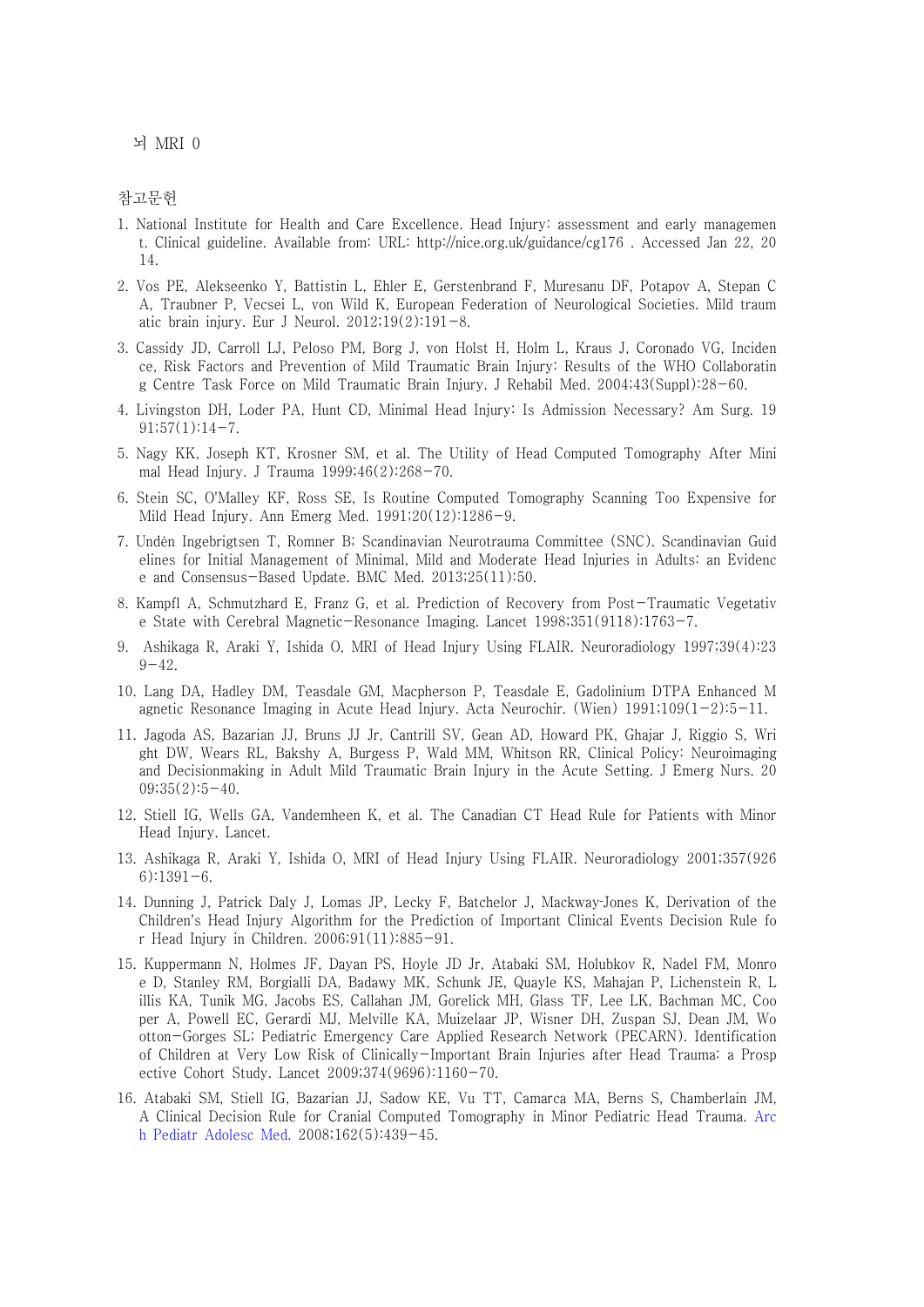뇌 MRI 0

## 참고문헌

1. National Institute for Health and Care Excellence. Head Injury: assessment and early management. Clinical guideline. Available from: URL: http://nice.org.uk/guidance/cg176 . Accessed Jan 22, 2014.
2. Vos PE, Alekseenko Y, Battistin L, Ehler E, Gerstenbrand F, Muresanu DF, Potapov A, Stepan CA, Traubner P, Vecsei L, von Wild K, European Federation of Neurological Societies. Mild traumatic brain injury. Eur J Neurol. 2012;19(2):191–8.
3. Cassidy JD, Carroll LJ, Peloso PM, Borg J, von Holst H, Holm L, Kraus J, Coronado VG, Incidence, Risk Factors and Prevention of Mild Traumatic Brain Injury: Results of the WHO Collaborating Centre Task Force on Mild Traumatic Brain Injury. J Rehabil Med. 2004;43(Suppl):28–60.
4. Livingston DH, Loder PA, Hunt CD, Minimal Head Injury: Is Admission Necessary? Am Surg. 1991;57(1):14–7.
5. Nagy KK, Joseph KT, Krosner SM, et al. The Utility of Head Computed Tomography After Minimal Head Injury. J Trauma 1999;46(2):268–70.
6. Stein SC, O'Malley KF, Ross SE, Is Routine Computed Tomography Scanning Too Expensive for Mild Head Injury. Ann Emerg Med. 1991;20(12):1286–9.
7. Undén Ingebrigtsen T, Romner B; Scandinavian Neurotrauma Committee (SNC). Scandinavian Guidelines for Initial Management of Minimal, Mild and Moderate Head Injuries in Adults: an Evidence and Consensus-Based Update. BMC Med. 2013;25(11):50.
8. Kampfl A, Schmutzhard E, Franz G, et al. Prediction of Recovery from Post-Traumatic Vegetative State with Cerebral Magnetic-Resonance Imaging. Lancet 1998;351(9118):1763–7.
9. Ashikaga R, Araki Y, Ishida O, MRI of Head Injury Using FLAIR. Neuroradiology 1997;39(4):239–42.
10. Lang DA, Hadley DM, Teasdale GM, Macpherson P, Teasdale E, Gadolinium DTPA Enhanced Magnetic Resonance Imaging in Acute Head Injury. Acta Neurochir. (Wien) 1991;109(1–2):5–11.
11. Jagoda AS, Bazarian JJ, Bruns JJ Jr, Cantrill SV, Gean AD, Howard PK, Ghajar J, Riggio S, Wright DW, Wears RL, Bakshy A, Burgess P, Wald MM, Whitson RR, Clinical Policy: Neuroimaging and Decisionmaking in Adult Mild Traumatic Brain Injury in the Acute Setting. J Emerg Nurs. 2009;35(2):5–40.
12. Stiell IG, Wells GA, Vandemheen K, et al. The Canadian CT Head Rule for Patients with Minor Head Injury. Lancet.
13. Ashikaga R, Araki Y, Ishida O, MRI of Head Injury Using FLAIR. Neuroradiology 2001;357(9266):1391–6.
14. Dunning J, Patrick Daly J, Lomas JP, Lecky F, Batchelor J, Mackway-Jones K, Derivation of the Children's Head Injury Algorithm for the Prediction of Important Clinical Events Decision Rule for Head Injury in Children. 2006;91(11):885–91.
15. Kuppermann N, Holmes JF, Dayan PS, Hoyle JD Jr, Atabaki SM, Holubkov R, Nadel FM, Monroe D, Stanley RM, Borgialli DA, Badawy MK, Schunk JE, Quayle KS, Mahajan P, Lichenstein R, Lillis KA, Tunik MG, Jacobs ES, Callahan JM, Gorelick MH, Glass TF, Lee LK, Bachman MC, Cooper A, Powell EC, Gerardi MJ, Melville KA, Muizelaar JP, Wisner DH, Zuspan SJ, Dean JM, Wootton-Gorges SL; Pediatric Emergency Care Applied Research Network (PECARN). Identification of Children at Very Low Risk of Clinically-Important Brain Injuries after Head Trauma: a Prospective Cohort Study. Lancet 2009;374(9696):1160–70.
16. Atabaki SM, Stiell IG, Bazarian JJ, Sadow KE, Vu TT, Camarca MA, Berns S, Chamberlain JM, A Clinical Decision Rule for Cranial Computed Tomography in Minor Pediatric Head Trauma. Arch Pediatr Adolesc Med. 2008;162(5):439–45.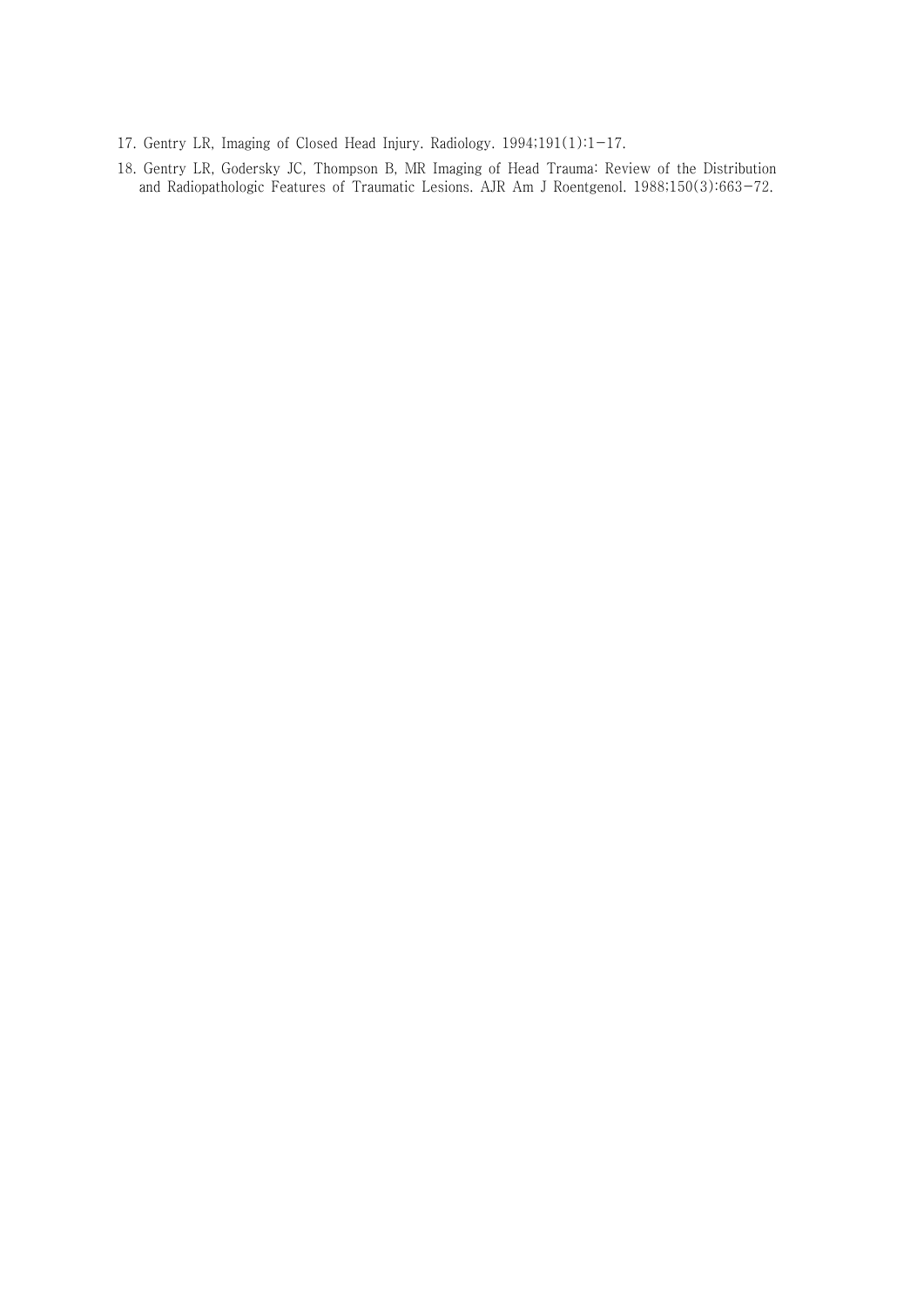17. Gentry LR, Imaging of Closed Head Injury. Radiology. 1994;191(1):1–17.
18. Gentry LR, Godersky JC, Thompson B, MR Imaging of Head Trauma: Review of the Distribution and Radiopathologic Features of Traumatic Lesions. AJR Am J Roentgenol. 1988;150(3):663–72.